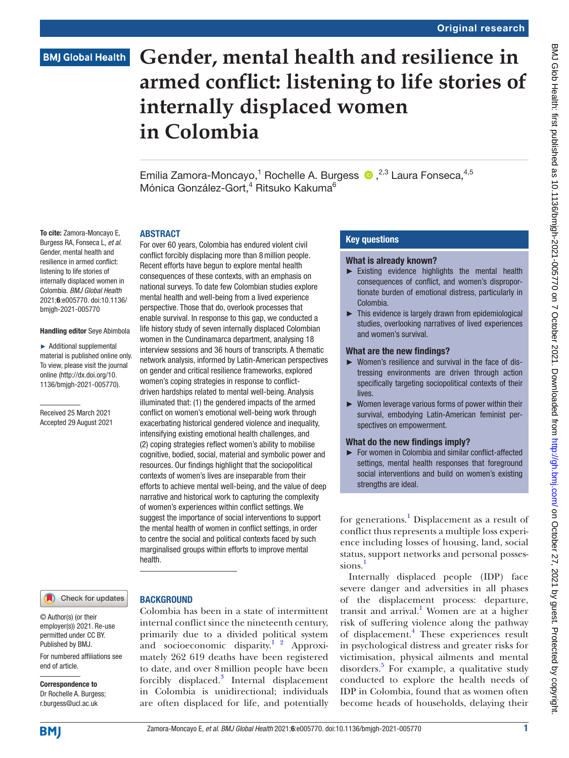Original research

BMJ Global Health

# Gender, mental health and resilience in armed conflict: listening to life stories of internally displaced women in Colombia

Emilia Zamora-Moncayo,[1] Rochelle A. Burgess ,[2,3] Laura Fonseca,[4,5] Mónica González-Gort,[4] Ritsuko Kakuma[6]

**To cite:** Zamora-Moncayo E, Burgess RA, Fonseca L, *et al*. Gender, mental health and resilience in armed conflict: listening to life stories of internally displaced women in Colombia. *BMJ Global Health* 2021;**6**:e005770. doi:10.1136/bmjgh-2021-005770

**Handling editor** Seye Abimbola

► Additional supplemental material is published online only. To view, please visit the journal online (http://dx.doi.org/10.1136/bmjgh-2021-005770).

Received 25 March 2021
Accepted 29 August 2021

© Author(s) (or their employer(s)) 2021. Re-use permitted under CC BY. Published by BMJ.

For numbered affiliations see end of article.

**Correspondence to**
Dr Rochelle A. Burgess;
r.burgess@ucl.ac.uk

## ABSTRACT

For over 60 years, Colombia has endured violent civil conflict forcibly displacing more than 8 million people. Recent efforts have begun to explore mental health consequences of these contexts, with an emphasis on national surveys. To date few Colombian studies explore mental health and well-being from a lived experience perspective. Those that do, overlook processes that enable survival. In response to this gap, we conducted a life history study of seven internally displaced Colombian women in the Cundinamarca department, analysing 18 interview sessions and 36 hours of transcripts. A thematic network analysis, informed by Latin-American perspectives on gender and critical resilience frameworks, explored women's coping strategies in response to conflict-driven hardships related to mental well-being. Analysis illuminated that: (1) the gendered impacts of the armed conflict on women's emotional well-being work through exacerbating historical gendered violence and inequality, intensifying existing emotional health challenges, and (2) coping strategies reflect women's ability to mobilise cognitive, bodied, social, material and symbolic power and resources. Our findings highlight that the sociopolitical contexts of women's lives are inseparable from their efforts to achieve mental well-being, and the value of deep narrative and historical work to capturing the complexity of women's experiences within conflict settings. We suggest the importance of social interventions to support the mental health of women in conflict settings, in order to centre the social and political contexts faced by such marginalised groups within efforts to improve mental health.

## Key questions

### What is already known?

► Existing evidence highlights the mental health consequences of conflict, and women's disproportionate burden of emotional distress, particularly in Colombia.

► This evidence is largely drawn from epidemiological studies, overlooking narratives of lived experiences and women's survival.

### What are the new findings?

► Women's resilience and survival in the face of distressing environments are driven through action specifically targeting sociopolitical contexts of their lives.

► Women leverage various forms of power within their survival, embodying Latin-American feminist perspectives on empowerment.

### What do the new findings imply?

► For women in Colombia and similar conflict-affected settings, mental health responses that foreground social interventions and build on women's existing strengths are ideal.

## BACKGROUND

Colombia has been in a state of intermittent internal conflict since the nineteenth century, primarily due to a divided political system and socioeconomic disparity.[1,2] Approximately 262 619 deaths have been registered to date, and over 8 million people have been forcibly displaced.[3] Internal displacement in Colombia is unidirectional; individuals are often displaced for life, and potentially for generations.[1] Displacement as a result of conflict thus represents a multiple loss experience including losses of housing, land, social status, support networks and personal possessions.[1]

Internally displaced people (IDP) face severe danger and adversities in all phases of the displacement process: departure, transit and arrival.[1] Women are at a higher risk of suffering violence along the pathway of displacement.[4] These experiences result in psychological distress and greater risks for victimisation, physical ailments and mental disorders.[5] For example, a qualitative study conducted to explore the health needs of IDP in Colombia, found that as women often become heads of households, delaying their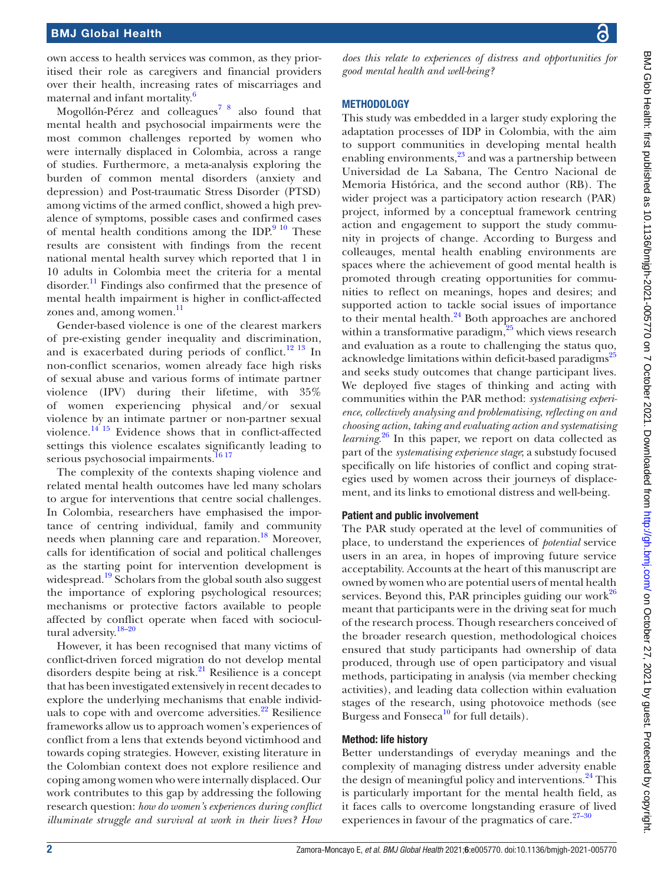own access to health services was common, as they prioritised their role as caregivers and financial providers over their health, increasing rates of miscarriages and maternal and infant mortality.[6]

Mogollón-Pérez and colleagues[7 8] also found that mental health and psychosocial impairments were the most common challenges reported by women who were internally displaced in Colombia, across a range of studies. Furthermore, a meta-analysis exploring the burden of common mental disorders (anxiety and depression) and Post-traumatic Stress Disorder (PTSD) among victims of the armed conflict, showed a high prevalence of symptoms, possible cases and confirmed cases of mental health conditions among the IDP.[9 10] These results are consistent with findings from the recent national mental health survey which reported that 1 in 10 adults in Colombia meet the criteria for a mental disorder.[11] Findings also confirmed that the presence of mental health impairment is higher in conflict-affected zones and, among women.[11]

Gender-based violence is one of the clearest markers of pre-existing gender inequality and discrimination, and is exacerbated during periods of conflict.[12 13] In non-conflict scenarios, women already face high risks of sexual abuse and various forms of intimate partner violence (IPV) during their lifetime, with 35% of women experiencing physical and/or sexual violence by an intimate partner or non-partner sexual violence.[14 15] Evidence shows that in conflict-affected settings this violence escalates significantly leading to serious psychosocial impairments.[16 17]

The complexity of the contexts shaping violence and related mental health outcomes have led many scholars to argue for interventions that centre social challenges. In Colombia, researchers have emphasised the importance of centring individual, family and community needs when planning care and reparation.[18] Moreover, calls for identification of social and political challenges as the starting point for intervention development is widespread.[19] Scholars from the global south also suggest the importance of exploring psychological resources; mechanisms or protective factors available to people affected by conflict operate when faced with sociocultural adversity.[18–20]

However, it has been recognised that many victims of conflict-driven forced migration do not develop mental disorders despite being at risk.[21] Resilience is a concept that has been investigated extensively in recent decades to explore the underlying mechanisms that enable individuals to cope with and overcome adversities.[22] Resilience frameworks allow us to approach women's experiences of conflict from a lens that extends beyond victimhood and towards coping strategies. However, existing literature in the Colombian context does not explore resilience and coping among women who were internally displaced. Our work contributes to this gap by addressing the following research question: *how do women's experiences during conflict illuminate struggle and survival at work in their lives? How does this relate to experiences of distress and opportunities for good mental health and well-being?*

## METHODOLOGY

This study was embedded in a larger study exploring the adaptation processes of IDP in Colombia, with the aim to support communities in developing mental health enabling environments,[23] and was a partnership between Universidad de La Sabana, The Centro Nacional de Memoria Histórica, and the second author (RB). The wider project was a participatory action research (PAR) project, informed by a conceptual framework centring action and engagement to support the study community in projects of change. According to Burgess and colleagues, mental health enabling environments are spaces where the achievement of good mental health is promoted through creating opportunities for communities to reflect on meanings, hopes and desires; and supported action to tackle social issues of importance to their mental health.[24] Both approaches are anchored within a transformative paradigm,[25] which views research and evaluation as a route to challenging the status quo, acknowledge limitations within deficit-based paradigms[25] and seeks study outcomes that change participant lives. We deployed five stages of thinking and acting with communities within the PAR method: *systematising experience*, *collectively analysing and problematising*, *reflecting on and choosing action*, *taking and evaluating action and systematising learning*.[26] In this paper, we report on data collected as part of the *systematising experience stage*; a substudy focused specifically on life histories of conflict and coping strategies used by women across their journeys of displacement, and its links to emotional distress and well-being.

### Patient and public involvement

The PAR study operated at the level of communities of place, to understand the experiences of *potential* service users in an area, in hopes of improving future service acceptability. Accounts at the heart of this manuscript are owned by women who are potential users of mental health services. Beyond this, PAR principles guiding our work[26] meant that participants were in the driving seat for much of the research process. Though researchers conceived of the broader research question, methodological choices ensured that study participants had ownership of data produced, through use of open participatory and visual methods, participating in analysis (via member checking activities), and leading data collection within evaluation stages of the research, using photovoice methods (see Burgess and Fonseca[10] for full details).

### Method: life history

Better understandings of everyday meanings and the complexity of managing distress under adversity enable the design of meaningful policy and interventions.[24] This is particularly important for the mental health field, as it faces calls to overcome longstanding erasure of lived experiences in favour of the pragmatics of care.[27–30]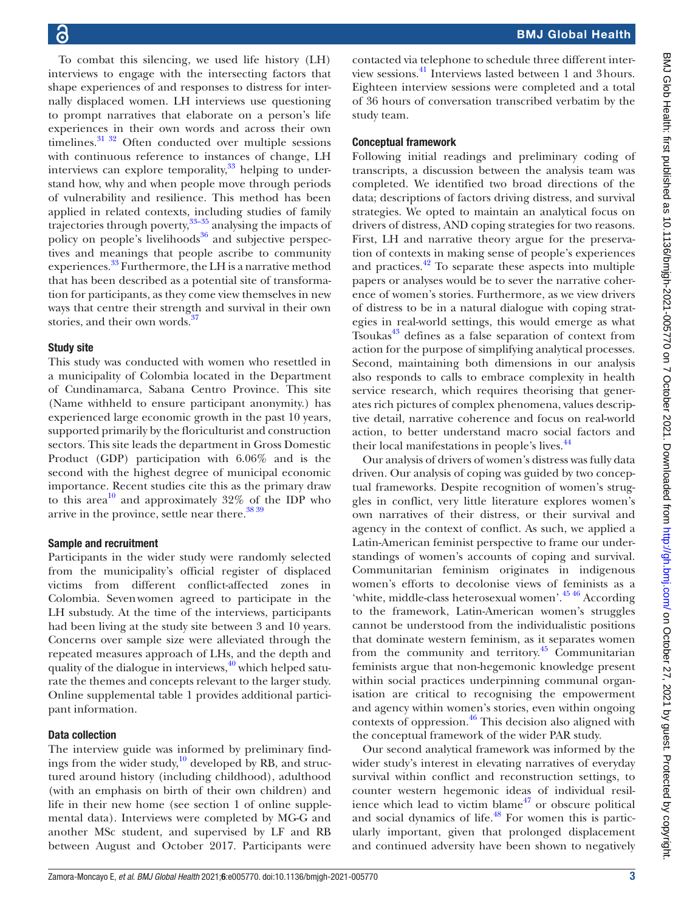To combat this silencing, we used life history (LH) interviews to engage with the intersecting factors that shape experiences of and responses to distress for internally displaced women. LH interviews use questioning to prompt narratives that elaborate on a person's life experiences in their own words and across their own timelines.[31,32] Often conducted over multiple sessions with continuous reference to instances of change, LH interviews can explore temporality,[33] helping to understand how, why and when people move through periods of vulnerability and resilience. This method has been applied in related contexts, including studies of family trajectories through poverty,[33–35] analysing the impacts of policy on people's livelihoods[36] and subjective perspectives and meanings that people ascribe to community experiences.[33] Furthermore, the LH is a narrative method that has been described as a potential site of transformation for participants, as they come view themselves in new ways that centre their strength and survival in their own stories, and their own words.[37]

### Study site

This study was conducted with women who resettled in a municipality of Colombia located in the Department of Cundinamarca, Sabana Centro Province. This site (Name withheld to ensure participant anonymity.) has experienced large economic growth in the past 10 years, supported primarily by the floriculturist and construction sectors. This site leads the department in Gross Domestic Product (GDP) participation with 6.06% and is the second with the highest degree of municipal economic importance. Recent studies cite this as the primary draw to this area[10] and approximately 32% of the IDP who arrive in the province, settle near there.[38,39]

### Sample and recruitment

Participants in the wider study were randomly selected from the municipality's official register of displaced victims from different conflict-affected zones in Colombia. Seven women agreed to participate in the LH substudy. At the time of the interviews, participants had been living at the study site between 3 and 10 years. Concerns over sample size were alleviated through the repeated measures approach of LHs, and the depth and quality of the dialogue in interviews,[40] which helped saturate the themes and concepts relevant to the larger study. Online supplemental table 1 provides additional participant information.

### Data collection

The interview guide was informed by preliminary findings from the wider study,[10] developed by RB, and structured around history (including childhood), adulthood (with an emphasis on birth of their own children) and life in their new home (see section 1 of online supplemental data). Interviews were completed by MG-G and another MSc student, and supervised by LF and RB between August and October 2017. Participants were contacted via telephone to schedule three different interview sessions.[41] Interviews lasted between 1 and 3 hours. Eighteen interview sessions were completed and a total of 36 hours of conversation transcribed verbatim by the study team.

### Conceptual framework

Following initial readings and preliminary coding of transcripts, a discussion between the analysis team was completed. We identified two broad directions of the data; descriptions of factors driving distress, and survival strategies. We opted to maintain an analytical focus on drivers of distress, AND coping strategies for two reasons. First, LH and narrative theory argue for the preservation of contexts in making sense of people's experiences and practices.[42] To separate these aspects into multiple papers or analyses would be to sever the narrative coherence of women's stories. Furthermore, as we view drivers of distress to be in a natural dialogue with coping strategies in real-world settings, this would emerge as what Tsoukas[43] defines as a false separation of context from action for the purpose of simplifying analytical processes. Second, maintaining both dimensions in our analysis also responds to calls to embrace complexity in health service research, which requires theorising that generates rich pictures of complex phenomena, values descriptive detail, narrative coherence and focus on real-world action, to better understand macro social factors and their local manifestations in people's lives.[44]

Our analysis of drivers of women's distress was fully data driven. Our analysis of coping was guided by two conceptual frameworks. Despite recognition of women's struggles in conflict, very little literature explores women's own narratives of their distress, or their survival and agency in the context of conflict. As such, we applied a Latin-American feminist perspective to frame our understandings of women's accounts of coping and survival. Communitarian feminism originates in indigenous women's efforts to decolonise views of feminists as a 'white, middle-class heterosexual women'.[45,46] According to the framework, Latin-American women's struggles cannot be understood from the individualistic positions that dominate western feminism, as it separates women from the community and territory.[45] Communitarian feminists argue that non-hegemonic knowledge present within social practices underpinning communal organisation are critical to recognising the empowerment and agency within women's stories, even within ongoing contexts of oppression.[46] This decision also aligned with the conceptual framework of the wider PAR study.

Our second analytical framework was informed by the wider study's interest in elevating narratives of everyday survival within conflict and reconstruction settings, to counter western hegemonic ideas of individual resilience which lead to victim blame[47] or obscure political and social dynamics of life.[48] For women this is particularly important, given that prolonged displacement and continued adversity have been shown to negatively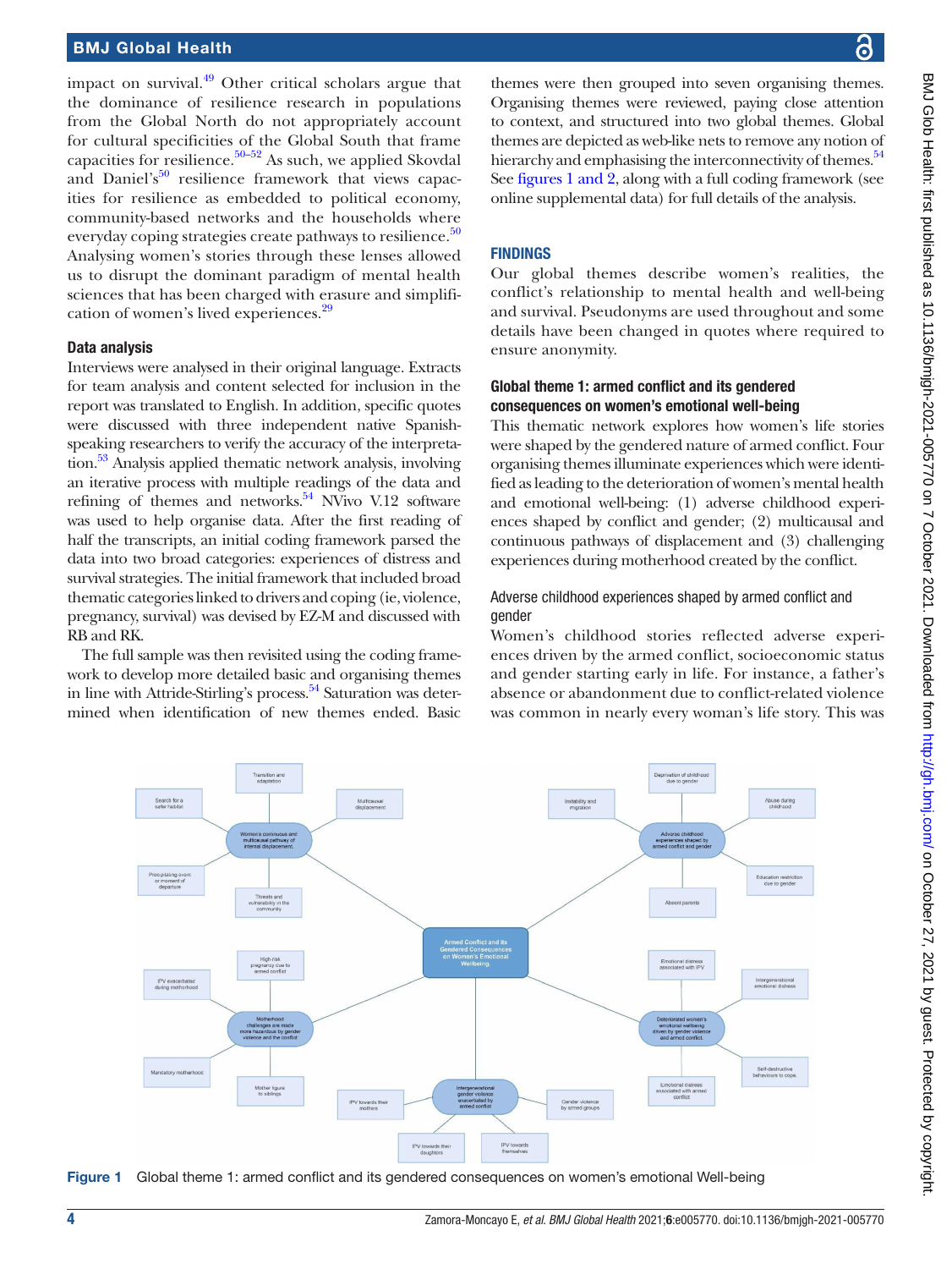impact on survival.[49] Other critical scholars argue that the dominance of resilience research in populations from the Global North do not appropriately account for cultural specificities of the Global South that frame capacities for resilience.[50–52] As such, we applied Skovdal and Daniel's[50] resilience framework that views capacities for resilience as embedded to political economy, community-based networks and the households where everyday coping strategies create pathways to resilience.[50] Analysing women's stories through these lenses allowed us to disrupt the dominant paradigm of mental health sciences that has been charged with erasure and simplification of women's lived experiences.[29]

### Data analysis

Interviews were analysed in their original language. Extracts for team analysis and content selected for inclusion in the report was translated to English. In addition, specific quotes were discussed with three independent native Spanish-speaking researchers to verify the accuracy of the interpretation.[53] Analysis applied thematic network analysis, involving an iterative process with multiple readings of the data and refining of themes and networks.[54] NVivo V.12 software was used to help organise data. After the first reading of half the transcripts, an initial coding framework parsed the data into two broad categories: experiences of distress and survival strategies. The initial framework that included broad thematic categories linked to drivers and coping (ie, violence, pregnancy, survival) was devised by EZ-M and discussed with RB and RK.

The full sample was then revisited using the coding framework to develop more detailed basic and organising themes in line with Attride-Stirling's process.[54] Saturation was determined when identification of new themes ended. Basic themes were then grouped into seven organising themes. Organising themes were reviewed, paying close attention to context, and structured into two global themes. Global themes are depicted as web-like nets to remove any notion of hierarchy and emphasising the interconnectivity of themes.[54] See figures 1 and 2, along with a full coding framework (see online supplemental data) for full details of the analysis.

## FINDINGS

Our global themes describe women's realities, the conflict's relationship to mental health and well-being and survival. Pseudonyms are used throughout and some details have been changed in quotes where required to ensure anonymity.

### Global theme 1: armed conflict and its gendered consequences on women's emotional well-being

This thematic network explores how women's life stories were shaped by the gendered nature of armed conflict. Four organising themes illuminate experiences which were identified as leading to the deterioration of women's mental health and emotional well-being: (1) adverse childhood experiences shaped by conflict and gender; (2) multicausal and continuous pathways of displacement and (3) challenging experiences during motherhood created by the conflict.

#### Adverse childhood experiences shaped by armed conflict and gender

Women's childhood stories reflected adverse experiences driven by the armed conflict, socioeconomic status and gender starting early in life. For instance, a father's absence or abandonment due to conflict-related violence was common in nearly every woman's life story. This was

Figure 1 Global theme 1: armed conflict and its gendered consequences on women's emotional Well-being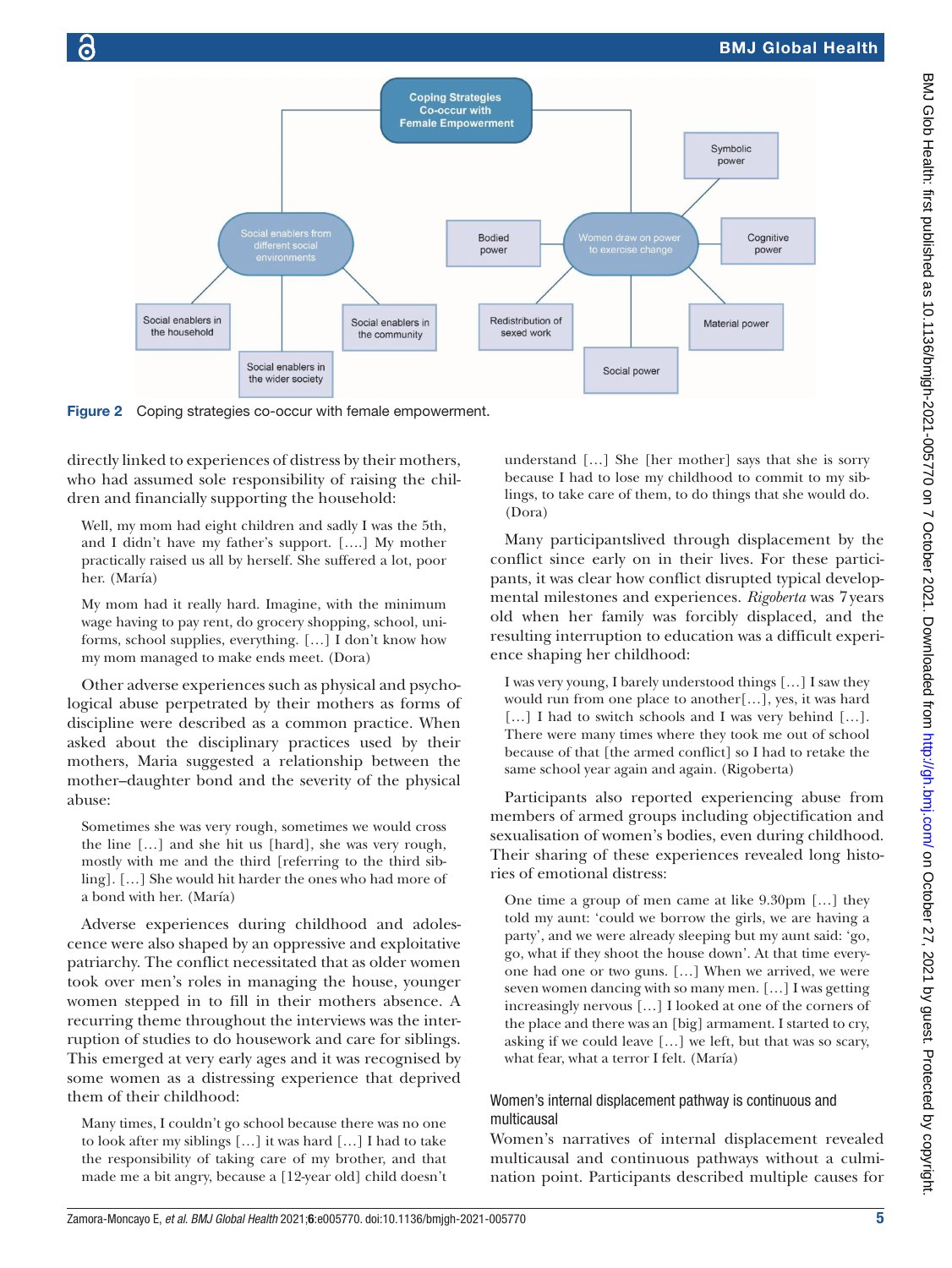Figure 2 Coping strategies co-occur with female empowerment.

directly linked to experiences of distress by their mothers, who had assumed sole responsibility of raising the children and financially supporting the household:

> Well, my mom had eight children and sadly I was the 5th, and I didn't have my father's support. [….] My mother practically raised us all by herself. She suffered a lot, poor her. (María)

> My mom had it really hard. Imagine, with the minimum wage having to pay rent, do grocery shopping, school, uniforms, school supplies, everything. […] I don't know how my mom managed to make ends meet. (Dora)

Other adverse experiences such as physical and psychological abuse perpetrated by their mothers as forms of discipline were described as a common practice. When asked about the disciplinary practices used by their mothers, Maria suggested a relationship between the mother–daughter bond and the severity of the physical abuse:

> Sometimes she was very rough, sometimes we would cross the line […] and she hit us [hard], she was very rough, mostly with me and the third [referring to the third sibling]. […] She would hit harder the ones who had more of a bond with her. (María)

Adverse experiences during childhood and adolescence were also shaped by an oppressive and exploitative patriarchy. The conflict necessitated that as older women took over men's roles in managing the house, younger women stepped in to fill in their mothers absence. A recurring theme throughout the interviews was the interruption of studies to do housework and care for siblings. This emerged at very early ages and it was recognised by some women as a distressing experience that deprived them of their childhood:

> Many times, I couldn't go school because there was no one to look after my siblings […] it was hard […] I had to take the responsibility of taking care of my brother, and that made me a bit angry, because a [12-year old] child doesn't understand […] She [her mother] says that she is sorry because I had to lose my childhood to commit to my siblings, to take care of them, to do things that she would do. (Dora)

Many participantslived through displacement by the conflict since early on in their lives. For these participants, it was clear how conflict disrupted typical developmental milestones and experiences. *Rigoberta* was 7 years old when her family was forcibly displaced, and the resulting interruption to education was a difficult experience shaping her childhood:

> I was very young, I barely understood things […] I saw they would run from one place to another[…], yes, it was hard […] I had to switch schools and I was very behind […]. There were many times where they took me out of school because of that [the armed conflict] so I had to retake the same school year again and again. (Rigoberta)

Participants also reported experiencing abuse from members of armed groups including objectification and sexualisation of women's bodies, even during childhood. Their sharing of these experiences revealed long histories of emotional distress:

> One time a group of men came at like 9.30pm […] they told my aunt: 'could we borrow the girls, we are having a party', and we were already sleeping but my aunt said: 'go, go, what if they shoot the house down'. At that time everyone had one or two guns. […] When we arrived, we were seven women dancing with so many men. […] I was getting increasingly nervous […] I looked at one of the corners of the place and there was an [big] armament. I started to cry, asking if we could leave […] we left, but that was so scary, what fear, what a terror I felt. (María)

### Women's internal displacement pathway is continuous and multicausal

Women's narratives of internal displacement revealed multicausal and continuous pathways without a culmination point. Participants described multiple causes for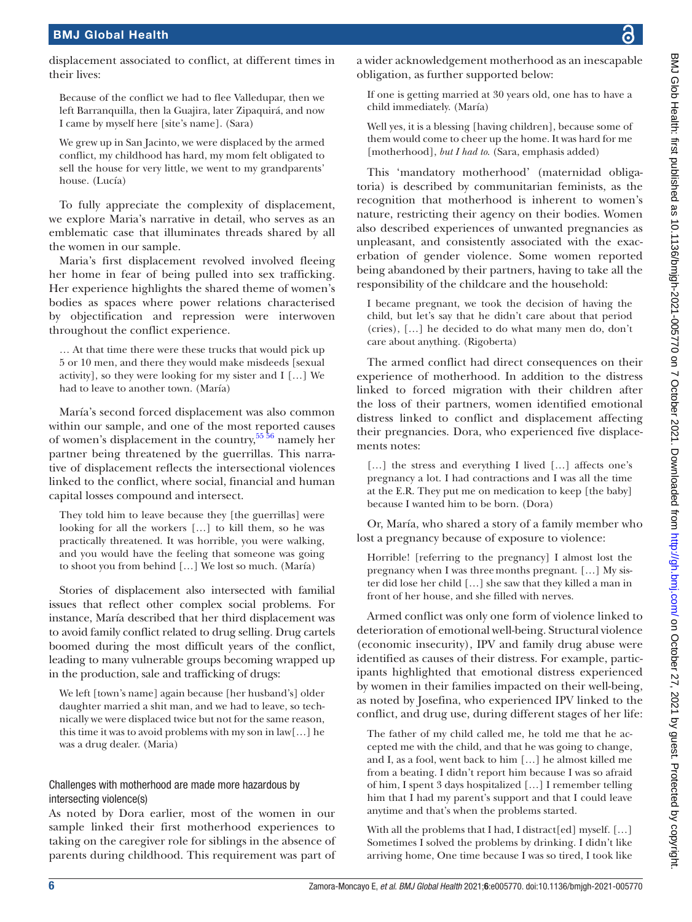displacement associated to conflict, at different times in their lives:

> Because of the conflict we had to flee Valledupar, then we left Barranquilla, then la Guajira, later Zipaquirá, and now I came by myself here [site's name]. (Sara)

> We grew up in San Jacinto, we were displaced by the armed conflict, my childhood has hard, my mom felt obligated to sell the house for very little, we went to my grandparents' house. (Lucía)

To fully appreciate the complexity of displacement, we explore Maria's narrative in detail, who serves as an emblematic case that illuminates threads shared by all the women in our sample.

Maria's first displacement revolved involved fleeing her home in fear of being pulled into sex trafficking. Her experience highlights the shared theme of women's bodies as spaces where power relations characterised by objectification and repression were interwoven throughout the conflict experience.

> … At that time there were these trucks that would pick up 5 or 10 men, and there they would make misdeeds [sexual activity], so they were looking for my sister and I […] We had to leave to another town. (María)

María's second forced displacement was also common within our sample, and one of the most reported causes of women's displacement in the country,[55 56] namely her partner being threatened by the guerrillas. This narrative of displacement reflects the intersectional violences linked to the conflict, where social, financial and human capital losses compound and intersect.

> They told him to leave because they [the guerrillas] were looking for all the workers […] to kill them, so he was practically threatened. It was horrible, you were walking, and you would have the feeling that someone was going to shoot you from behind […] We lost so much. (María)

Stories of displacement also intersected with familial issues that reflect other complex social problems. For instance, María described that her third displacement was to avoid family conflict related to drug selling. Drug cartels boomed during the most difficult years of the conflict, leading to many vulnerable groups becoming wrapped up in the production, sale and trafficking of drugs:

> We left [town's name] again because [her husband's] older daughter married a shit man, and we had to leave, so technically we were displaced twice but not for the same reason, this time it was to avoid problems with my son in law[…] he was a drug dealer. (Maria)

### Challenges with motherhood are made more hazardous by intersecting violence(s)

As noted by Dora earlier, most of the women in our sample linked their first motherhood experiences to taking on the caregiver role for siblings in the absence of parents during childhood. This requirement was part of a wider acknowledgement motherhood as an inescapable obligation, as further supported below:

> If one is getting married at 30 years old, one has to have a child immediately. (María)

> Well yes, it is a blessing [having children], because some of them would come to cheer up the home. It was hard for me [motherhood], *but I had to*. (Sara, emphasis added)

This 'mandatory motherhood' (maternidad obligatoria) is described by communitarian feminists, as the recognition that motherhood is inherent to women's nature, restricting their agency on their bodies. Women also described experiences of unwanted pregnancies as unpleasant, and consistently associated with the exacerbation of gender violence. Some women reported being abandoned by their partners, having to take all the responsibility of the childcare and the household:

> I became pregnant, we took the decision of having the child, but let's say that he didn't care about that period (cries), […] he decided to do what many men do, don't care about anything. (Rigoberta)

The armed conflict had direct consequences on their experience of motherhood. In addition to the distress linked to forced migration with their children after the loss of their partners, women identified emotional distress linked to conflict and displacement affecting their pregnancies. Dora, who experienced five displacements notes:

> […] the stress and everything I lived […] affects one's pregnancy a lot. I had contractions and I was all the time at the E.R. They put me on medication to keep [the baby] because I wanted him to be born. (Dora)

Or, María, who shared a story of a family member who lost a pregnancy because of exposure to violence:

> Horrible! [referring to the pregnancy] I almost lost the pregnancy when I was three months pregnant. […] My sister did lose her child […] she saw that they killed a man in front of her house, and she filled with nerves.

Armed conflict was only one form of violence linked to deterioration of emotional well-being. Structural violence (economic insecurity), IPV and family drug abuse were identified as causes of their distress. For example, participants highlighted that emotional distress experienced by women in their families impacted on their well-being, as noted by Josefina, who experienced IPV linked to the conflict, and drug use, during different stages of her life:

> The father of my child called me, he told me that he accepted me with the child, and that he was going to change, and I, as a fool, went back to him […] he almost killed me from a beating. I didn't report him because I was so afraid of him, I spent 3 days hospitalized […] I remember telling him that I had my parent's support and that I could leave anytime and that's when the problems started.

> With all the problems that I had, I distract[ed] myself. […] Sometimes I solved the problems by drinking. I didn't like arriving home, One time because I was so tired, I took like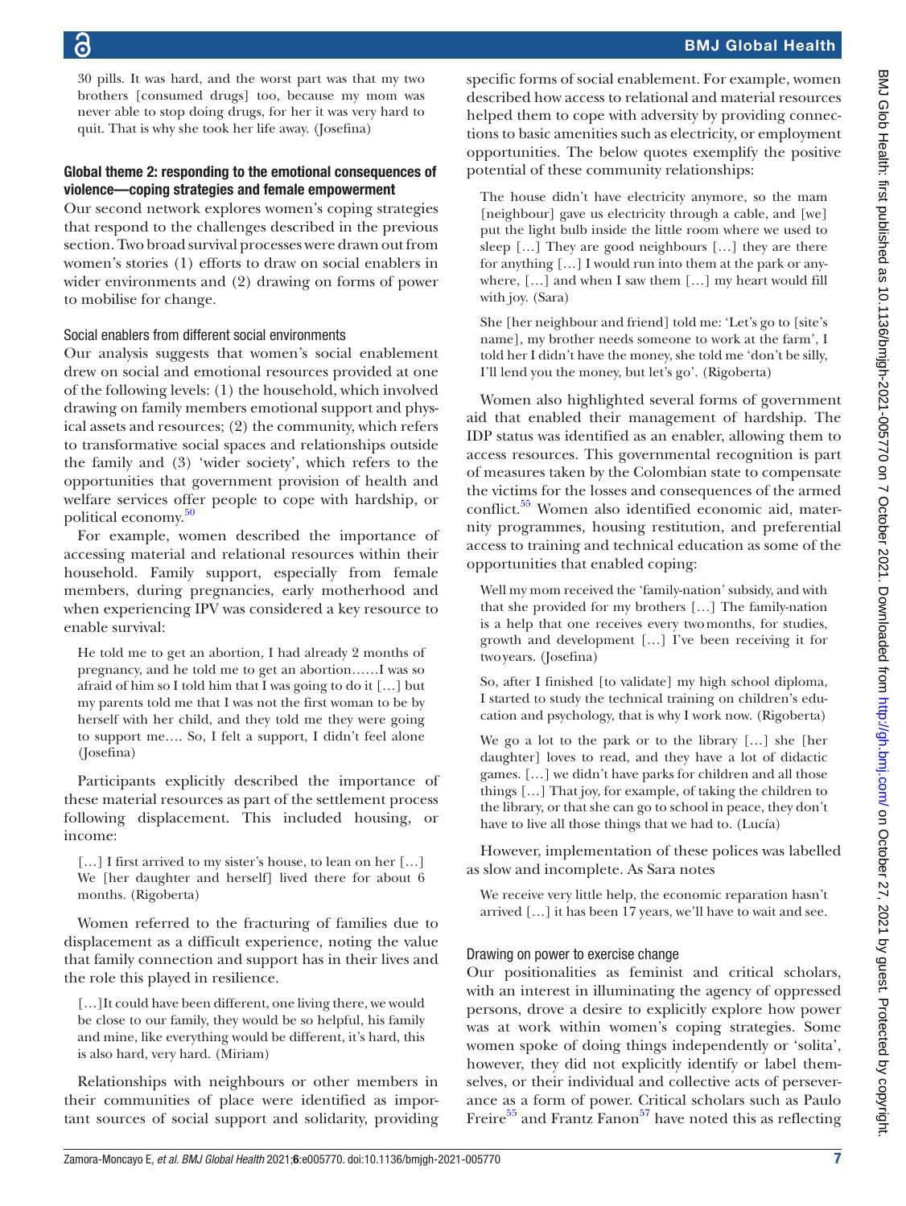30 pills. It was hard, and the worst part was that my two brothers [consumed drugs] too, because my mom was never able to stop doing drugs, for her it was very hard to quit. That is why she took her life away. (Josefina)

### Global theme 2: responding to the emotional consequences of violence—coping strategies and female empowerment

Our second network explores women's coping strategies that respond to the challenges described in the previous section. Two broad survival processes were drawn out from women's stories (1) efforts to draw on social enablers in wider environments and (2) drawing on forms of power to mobilise for change.

#### Social enablers from different social environments

Our analysis suggests that women's social enablement drew on social and emotional resources provided at one of the following levels: (1) the household, which involved drawing on family members emotional support and physical assets and resources; (2) the community, which refers to transformative social spaces and relationships outside the family and (3) 'wider society', which refers to the opportunities that government provision of health and welfare services offer people to cope with hardship, or political economy.[50]

For example, women described the importance of accessing material and relational resources within their household. Family support, especially from female members, during pregnancies, early motherhood and when experiencing IPV was considered a key resource to enable survival:

> He told me to get an abortion, I had already 2 months of pregnancy, and he told me to get an abortion……I was so afraid of him so I told him that I was going to do it […] but my parents told me that I was not the first woman to be by herself with her child, and they told me they were going to support me…. So, I felt a support, I didn't feel alone (Josefina)

Participants explicitly described the importance of these material resources as part of the settlement process following displacement. This included housing, or income:

> […] I first arrived to my sister's house, to lean on her […] We [her daughter and herself] lived there for about 6 months. (Rigoberta)

Women referred to the fracturing of families due to displacement as a difficult experience, noting the value that family connection and support has in their lives and the role this played in resilience.

> […]It could have been different, one living there, we would be close to our family, they would be so helpful, his family and mine, like everything would be different, it's hard, this is also hard, very hard. (Miriam)

Relationships with neighbours or other members in their communities of place were identified as important sources of social support and solidarity, providing specific forms of social enablement. For example, women described how access to relational and material resources helped them to cope with adversity by providing connections to basic amenities such as electricity, or employment opportunities. The below quotes exemplify the positive potential of these community relationships:

> The house didn't have electricity anymore, so the mam [neighbour] gave us electricity through a cable, and [we] put the light bulb inside the little room where we used to sleep […] They are good neighbours […] they are there for anything […] I would run into them at the park or anywhere, […] and when I saw them […] my heart would fill with joy. (Sara)

> She [her neighbour and friend] told me: 'Let's go to [site's name], my brother needs someone to work at the farm', I told her I didn't have the money, she told me 'don't be silly, I'll lend you the money, but let's go'. (Rigoberta)

Women also highlighted several forms of government aid that enabled their management of hardship. The IDP status was identified as an enabler, allowing them to access resources. This governmental recognition is part of measures taken by the Colombian state to compensate the victims for the losses and consequences of the armed conflict.[55] Women also identified economic aid, maternity programmes, housing restitution, and preferential access to training and technical education as some of the opportunities that enabled coping:

> Well my mom received the 'family-nation' subsidy, and with that she provided for my brothers […] The family-nation is a help that one receives every two months, for studies, growth and development […] I've been receiving it for two years. (Josefina)

> So, after I finished [to validate] my high school diploma, I started to study the technical training on children's education and psychology, that is why I work now. (Rigoberta)

> We go a lot to the park or to the library […] she [her daughter] loves to read, and they have a lot of didactic games. […] we didn't have parks for children and all those things […] That joy, for example, of taking the children to the library, or that she can go to school in peace, they don't have to live all those things that we had to. (Lucía)

However, implementation of these polices was labelled as slow and incomplete. As Sara notes

> We receive very little help, the economic reparation hasn't arrived […] it has been 17 years, we'll have to wait and see.

#### Drawing on power to exercise change

Our positionalities as feminist and critical scholars, with an interest in illuminating the agency of oppressed persons, drove a desire to explicitly explore how power was at work within women's coping strategies. Some women spoke of doing things independently or 'solita', however, they did not explicitly identify or label themselves, or their individual and collective acts of perseverance as a form of power. Critical scholars such as Paulo Freire[55] and Frantz Fanon[57] have noted this as reflecting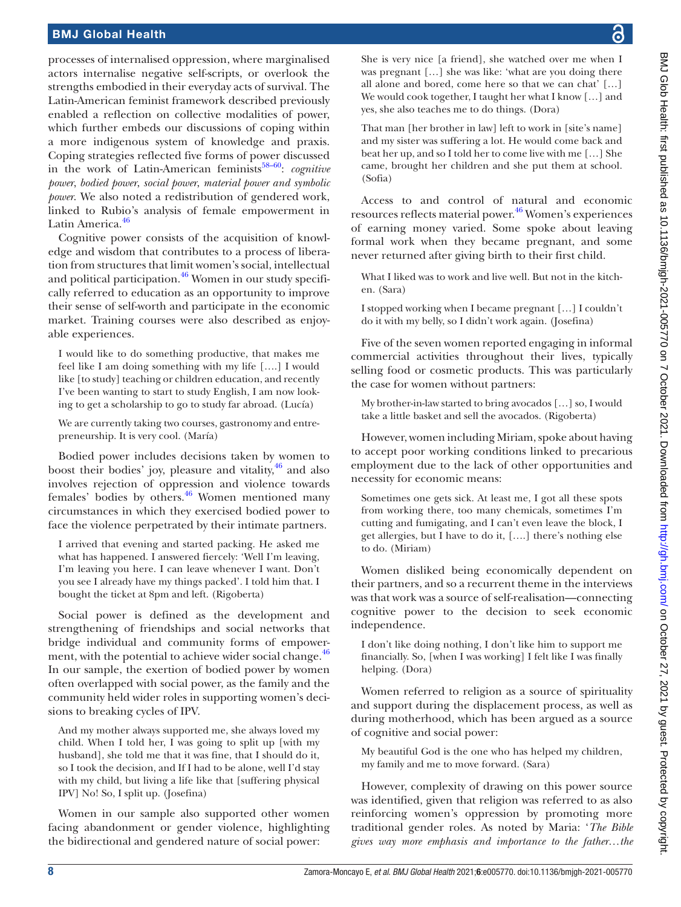processes of internalised oppression, where marginalised actors internalise negative self-scripts, or overlook the strengths embodied in their everyday acts of survival. The Latin-American feminist framework described previously enabled a reflection on collective modalities of power, which further embeds our discussions of coping within a more indigenous system of knowledge and praxis. Coping strategies reflected five forms of power discussed in the work of Latin-American feminists[58–60]: *cognitive power, bodied power, social power, material power and symbolic power*. We also noted a redistribution of gendered work, linked to Rubio's analysis of female empowerment in Latin America.[46]

Cognitive power consists of the acquisition of knowledge and wisdom that contributes to a process of liberation from structures that limit women's social, intellectual and political participation.[46] Women in our study specifically referred to education as an opportunity to improve their sense of self-worth and participate in the economic market. Training courses were also described as enjoyable experiences.

> I would like to do something productive, that makes me feel like I am doing something with my life [....] I would like [to study] teaching or children education, and recently I've been wanting to start to study English, I am now looking to get a scholarship to go to study far abroad. (Lucía)

> We are currently taking two courses, gastronomy and entrepreneurship. It is very cool. (María)

Bodied power includes decisions taken by women to boost their bodies' joy, pleasure and vitality,[46] and also involves rejection of oppression and violence towards females' bodies by others.[46] Women mentioned many circumstances in which they exercised bodied power to face the violence perpetrated by their intimate partners.

> I arrived that evening and started packing. He asked me what has happened. I answered fiercely: 'Well I'm leaving, I'm leaving you here. I can leave whenever I want. Don't you see I already have my things packed'. I told him that. I bought the ticket at 8pm and left. (Rigoberta)

Social power is defined as the development and strengthening of friendships and social networks that bridge individual and community forms of empowerment, with the potential to achieve wider social change.[46] In our sample, the exertion of bodied power by women often overlapped with social power, as the family and the community held wider roles in supporting women's decisions to breaking cycles of IPV.

> And my mother always supported me, she always loved my child. When I told her, I was going to split up [with my husband], she told me that it was fine, that I should do it, so I took the decision, and If I had to be alone, well I'd stay with my child, but living a life like that [suffering physical IPV] No! So, I split up. (Josefina)

Women in our sample also supported other women facing abandonment or gender violence, highlighting the bidirectional and gendered nature of social power:

> She is very nice [a friend], she watched over me when I was pregnant [...] she was like: 'what are you doing there all alone and bored, come here so that we can chat' [...] We would cook together, I taught her what I know [...] and yes, she also teaches me to do things. (Dora)

> That man [her brother in law] left to work in [site's name] and my sister was suffering a lot. He would come back and beat her up, and so I told her to come live with me [...] She came, brought her children and she put them at school. (Sofia)

Access to and control of natural and economic resources reflects material power.[46] Women's experiences of earning money varied. Some spoke about leaving formal work when they became pregnant, and some never returned after giving birth to their first child.

> What I liked was to work and live well. But not in the kitchen. (Sara)

> I stopped working when I became pregnant [...] I couldn't do it with my belly, so I didn't work again. (Josefina)

Five of the seven women reported engaging in informal commercial activities throughout their lives, typically selling food or cosmetic products. This was particularly the case for women without partners:

> My brother-in-law started to bring avocados [...] so, I would take a little basket and sell the avocados. (Rigoberta)

However, women including Miriam, spoke about having to accept poor working conditions linked to precarious employment due to the lack of other opportunities and necessity for economic means:

> Sometimes one gets sick. At least me, I got all these spots from working there, too many chemicals, sometimes I'm cutting and fumigating, and I can't even leave the block, I get allergies, but I have to do it, [....] there's nothing else to do. (Miriam)

Women disliked being economically dependent on their partners, and so a recurrent theme in the interviews was that work was a source of self-realisation—connecting cognitive power to the decision to seek economic independence.

> I don't like doing nothing, I don't like him to support me financially. So, [when I was working] I felt like I was finally helping. (Dora)

Women referred to religion as a source of spirituality and support during the displacement process, as well as during motherhood, which has been argued as a source of cognitive and social power:

> My beautiful God is the one who has helped my children, my family and me to move forward. (Sara)

However, complexity of drawing on this power source was identified, given that religion was referred to as also reinforcing women's oppression by promoting more traditional gender roles. As noted by Maria: '*The Bible gives way more emphasis and importance to the father…the*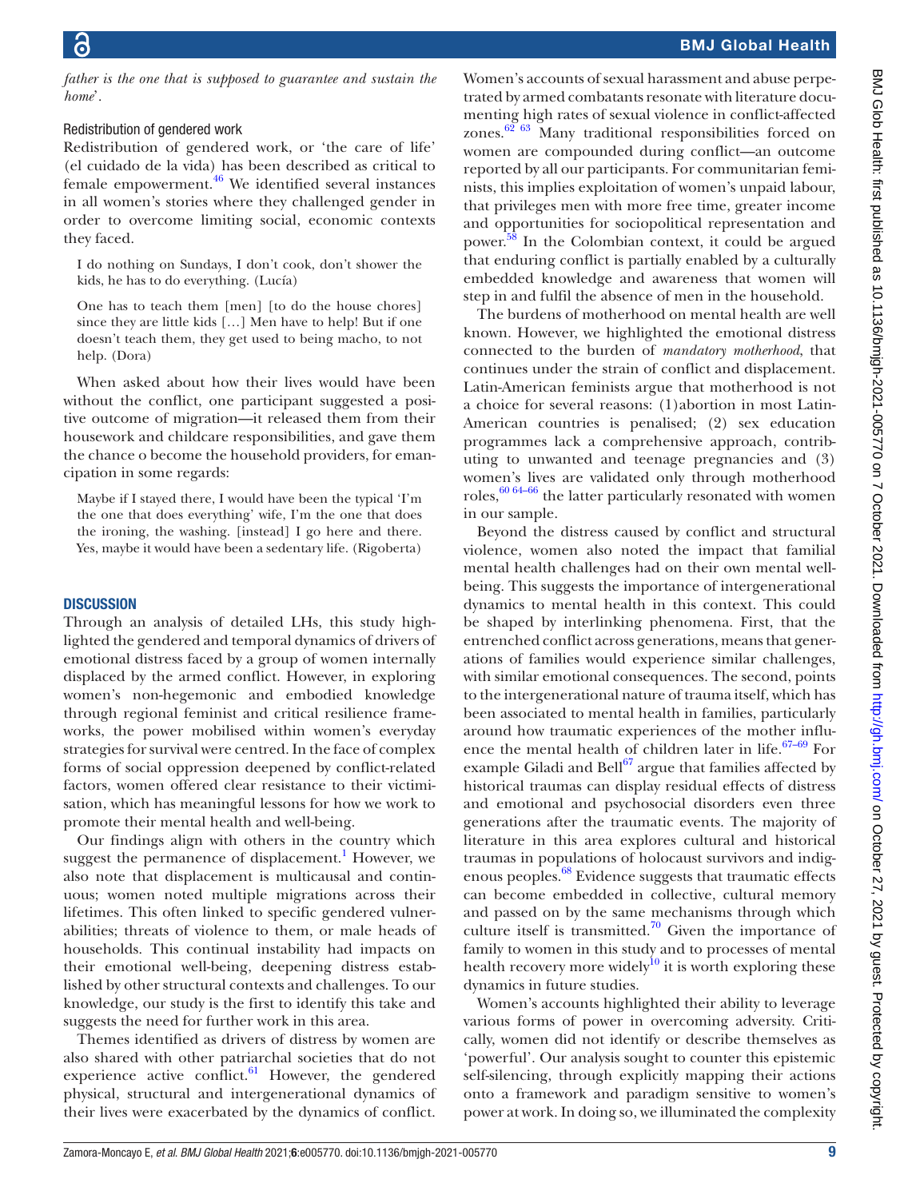*father is the one that is supposed to guarantee and sustain the home*'.

### Redistribution of gendered work

Redistribution of gendered work, or 'the care of life' (el cuidado de la vida) has been described as critical to female empowerment.[46] We identified several instances in all women's stories where they challenged gender in order to overcome limiting social, economic contexts they faced.

> I do nothing on Sundays, I don't cook, don't shower the kids, he has to do everything. (Lucía)

> One has to teach them [men] [to do the house chores] since they are little kids […] Men have to help! But if one doesn't teach them, they get used to being macho, to not help. (Dora)

When asked about how their lives would have been without the conflict, one participant suggested a positive outcome of migration—it released them from their housework and childcare responsibilities, and gave them the chance o become the household providers, for emancipation in some regards:

> Maybe if I stayed there, I would have been the typical 'I'm the one that does everything' wife, I'm the one that does the ironing, the washing. [instead] I go here and there. Yes, maybe it would have been a sedentary life. (Rigoberta)

## DISCUSSION

Through an analysis of detailed LHs, this study highlighted the gendered and temporal dynamics of drivers of emotional distress faced by a group of women internally displaced by the armed conflict. However, in exploring women's non-hegemonic and embodied knowledge through regional feminist and critical resilience frameworks, the power mobilised within women's everyday strategies for survival were centred. In the face of complex forms of social oppression deepened by conflict-related factors, women offered clear resistance to their victimisation, which has meaningful lessons for how we work to promote their mental health and well-being.

Our findings align with others in the country which suggest the permanence of displacement.[1] However, we also note that displacement is multicausal and continuous; women noted multiple migrations across their lifetimes. This often linked to specific gendered vulnerabilities; threats of violence to them, or male heads of households. This continual instability had impacts on their emotional well-being, deepening distress established by other structural contexts and challenges. To our knowledge, our study is the first to identify this take and suggests the need for further work in this area.

Themes identified as drivers of distress by women are also shared with other patriarchal societies that do not experience active conflict.[61] However, the gendered physical, structural and intergenerational dynamics of their lives were exacerbated by the dynamics of conflict. Women's accounts of sexual harassment and abuse perpetrated by armed combatants resonate with literature documenting high rates of sexual violence in conflict-affected zones.[62 63] Many traditional responsibilities forced on women are compounded during conflict—an outcome reported by all our participants. For communitarian feminists, this implies exploitation of women's unpaid labour, that privileges men with more free time, greater income and opportunities for sociopolitical representation and power.[58] In the Colombian context, it could be argued that enduring conflict is partially enabled by a culturally embedded knowledge and awareness that women will step in and fulfil the absence of men in the household.

The burdens of motherhood on mental health are well known. However, we highlighted the emotional distress connected to the burden of *mandatory motherhood*, that continues under the strain of conflict and displacement. Latin-American feminists argue that motherhood is not a choice for several reasons: (1) abortion in most Latin-American countries is penalised; (2) sex education programmes lack a comprehensive approach, contributing to unwanted and teenage pregnancies and (3) women's lives are validated only through motherhood roles,[60 64–66] the latter particularly resonated with women in our sample.

Beyond the distress caused by conflict and structural violence, women also noted the impact that familial mental health challenges had on their own mental well-being. This suggests the importance of intergenerational dynamics to mental health in this context. This could be shaped by interlinking phenomena. First, that the entrenched conflict across generations, means that generations of families would experience similar challenges, with similar emotional consequences. The second, points to the intergenerational nature of trauma itself, which has been associated to mental health in families, particularly around how traumatic experiences of the mother influence the mental health of children later in life.[67–69] For example Giladi and Bell[67] argue that families affected by historical traumas can display residual effects of distress and emotional and psychosocial disorders even three generations after the traumatic events. The majority of literature in this area explores cultural and historical traumas in populations of holocaust survivors and indigenous peoples.[68] Evidence suggests that traumatic effects can become embedded in collective, cultural memory and passed on by the same mechanisms through which culture itself is transmitted.[70] Given the importance of family to women in this study and to processes of mental health recovery more widely[10] it is worth exploring these dynamics in future studies.

Women's accounts highlighted their ability to leverage various forms of power in overcoming adversity. Critically, women did not identify or describe themselves as 'powerful'. Our analysis sought to counter this epistemic self-silencing, through explicitly mapping their actions onto a framework and paradigm sensitive to women's power at work. In doing so, we illuminated the complexity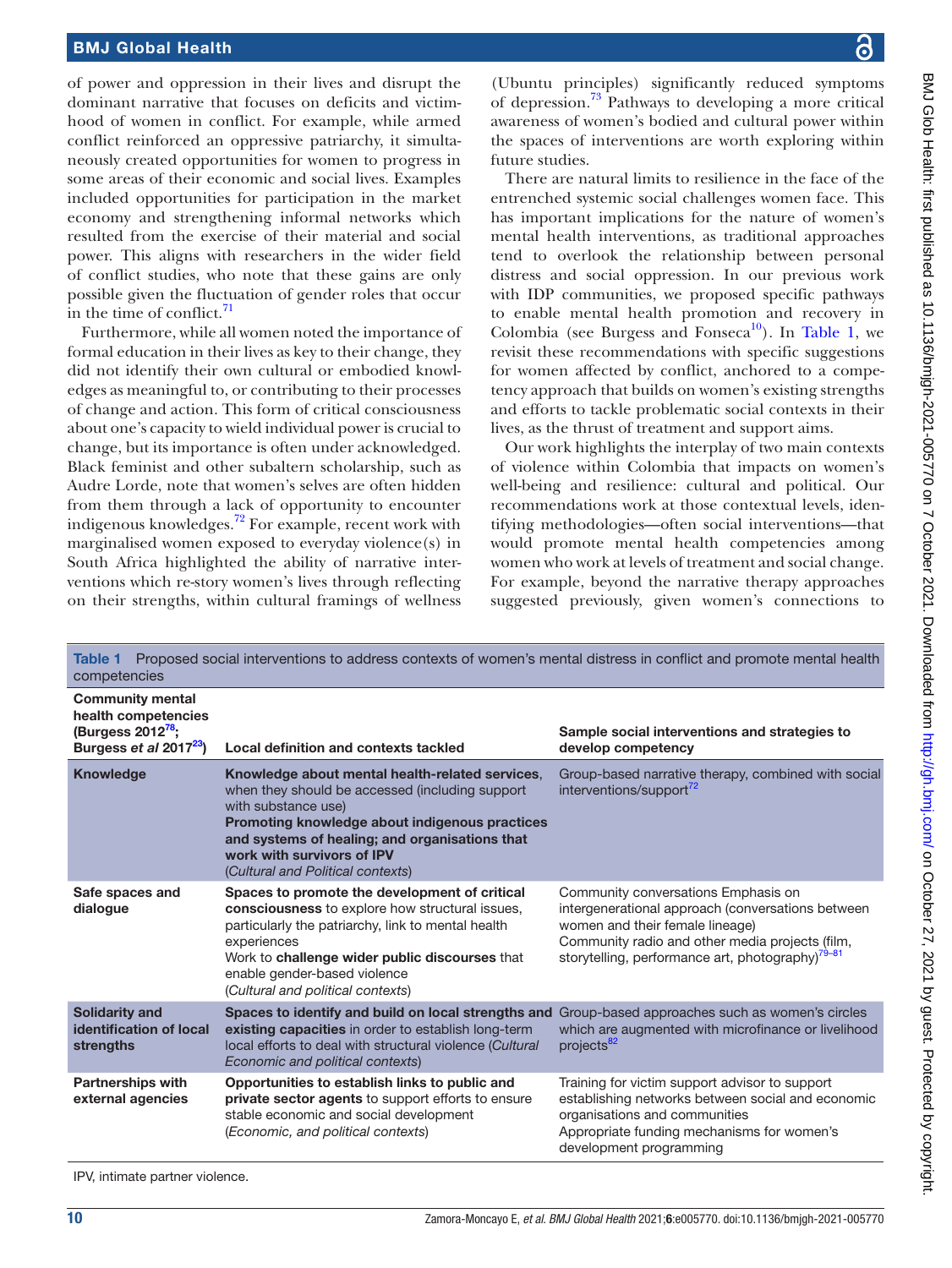of power and oppression in their lives and disrupt the dominant narrative that focuses on deficits and victimhood of women in conflict. For example, while armed conflict reinforced an oppressive patriarchy, it simultaneously created opportunities for women to progress in some areas of their economic and social lives. Examples included opportunities for participation in the market economy and strengthening informal networks which resulted from the exercise of their material and social power. This aligns with researchers in the wider field of conflict studies, who note that these gains are only possible given the fluctuation of gender roles that occur in the time of conflict.[71]

Furthermore, while all women noted the importance of formal education in their lives as key to their change, they did not identify their own cultural or embodied knowledges as meaningful to, or contributing to their processes of change and action. This form of critical consciousness about one's capacity to wield individual power is crucial to change, but its importance is often under acknowledged. Black feminist and other subaltern scholarship, such as Audre Lorde, note that women's selves are often hidden from them through a lack of opportunity to encounter indigenous knowledges.[72] For example, recent work with marginalised women exposed to everyday violence(s) in South Africa highlighted the ability of narrative interventions which re-story women's lives through reflecting on their strengths, within cultural framings of wellness (Ubuntu principles) significantly reduced symptoms of depression.[73] Pathways to developing a more critical awareness of women's bodied and cultural power within the spaces of interventions are worth exploring within future studies.

There are natural limits to resilience in the face of the entrenched systemic social challenges women face. This has important implications for the nature of women's mental health interventions, as traditional approaches tend to overlook the relationship between personal distress and social oppression. In our previous work with IDP communities, we proposed specific pathways to enable mental health promotion and recovery in Colombia (see Burgess and Fonseca[10]). In Table 1, we revisit these recommendations with specific suggestions for women affected by conflict, anchored to a competency approach that builds on women's existing strengths and efforts to tackle problematic social contexts in their lives, as the thrust of treatment and support aims.

Our work highlights the interplay of two main contexts of violence within Colombia that impacts on women's well-being and resilience: cultural and political. Our recommendations work at those contextual levels, identifying methodologies—often social interventions—that would promote mental health competencies among women who work at levels of treatment and social change. For example, beyond the narrative therapy approaches suggested previously, given women's connections to

**Table 1** Proposed social interventions to address contexts of women's mental distress in conflict and promote mental health competencies

| Community mental health competencies (Burgess 2012[78]; Burgess *et al* 2017[23]) | Local definition and contexts tackled | Sample social interventions and strategies to develop competency |
|---|---|---|
| **Knowledge** | **Knowledge about mental health-related services**, when they should be accessed (including support with substance use)<br>**Promoting knowledge about indigenous practices and systems of healing; and organisations that work with survivors of IPV**<br>(*Cultural and Political contexts*) | Group-based narrative therapy, combined with social interventions/support[72] |
| **Safe spaces and dialogue** | **Spaces to promote the development of critical consciousness** to explore how structural issues, particularly the patriarchy, link to mental health experiences<br>Work to **challenge wider public discourses** that enable gender-based violence<br>(*Cultural and political contexts*) | Community conversations Emphasis on intergenerational approach (conversations between women and their female lineage)<br>Community radio and other media projects (film, storytelling, performance art, photography)[79–81] |
| **Solidarity and identification of local strengths** | **Spaces to identify and build on local strengths and existing capacities** in order to establish long-term local efforts to deal with structural violence (*Cultural Economic and political contexts*) | Group-based approaches such as women's circles which are augmented with microfinance or livelihood projects[82] |
| **Partnerships with external agencies** | **Opportunities to establish links to public and private sector agents** to support efforts to ensure stable economic and social development<br>(*Economic, and political contexts*) | Training for victim support advisor to support establishing networks between social and economic organisations and communities<br>Appropriate funding mechanisms for women's development programming |

IPV, intimate partner violence.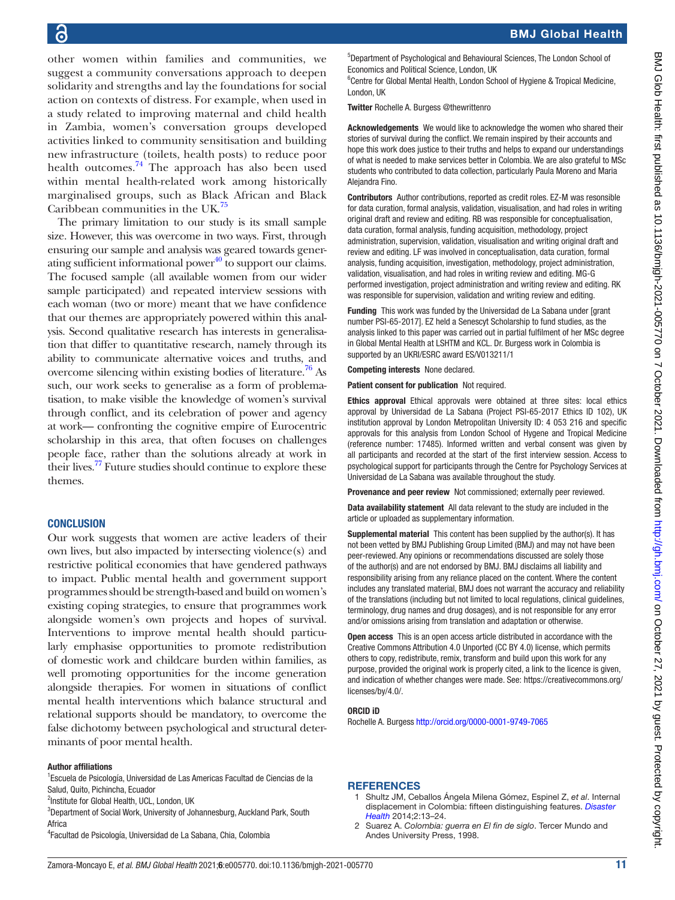other women within families and communities, we suggest a community conversations approach to deepen solidarity and strengths and lay the foundations for social action on contexts of distress. For example, when used in a study related to improving maternal and child health in Zambia, women's conversation groups developed activities linked to community sensitisation and building new infrastructure (toilets, health posts) to reduce poor health outcomes.[74] The approach has also been used within mental health-related work among historically marginalised groups, such as Black African and Black Caribbean communities in the UK.[75]

The primary limitation to our study is its small sample size. However, this was overcome in two ways. First, through ensuring our sample and analysis was geared towards generating sufficient informational power[40] to support our claims. The focused sample (all available women from our wider sample participated) and repeated interview sessions with each woman (two or more) meant that we have confidence that our themes are appropriately powered within this analysis. Second qualitative research has interests in generalisation that differ to quantitative research, namely through its ability to communicate alternative voices and truths, and overcome silencing within existing bodies of literature.[76] As such, our work seeks to generalise as a form of problematisation, to make visible the knowledge of women's survival through conflict, and its celebration of power and agency at work— confronting the cognitive empire of Eurocentric scholarship in this area, that often focuses on challenges people face, rather than the solutions already at work in their lives.[77] Future studies should continue to explore these themes.

## CONCLUSION

Our work suggests that women are active leaders of their own lives, but also impacted by intersecting violence(s) and restrictive political economies that have gendered pathways to impact. Public mental health and government support programmes should be strength-based and build on women's existing coping strategies, to ensure that programmes work alongside women's own projects and hopes of survival. Interventions to improve mental health should particularly emphasise opportunities to promote redistribution of domestic work and childcare burden within families, as well promoting opportunities for the income generation alongside therapies. For women in situations of conflict mental health interventions which balance structural and relational supports should be mandatory, to overcome the false dichotomy between psychological and structural determinants of poor mental health.

**Author affiliations**

[1]Escuela de Psicología, Universidad de Las Americas Facultad de Ciencias de la Salud, Quito, Pichincha, Ecuador
[2]Institute for Global Health, UCL, London, UK
[3]Department of Social Work, University of Johannesburg, Auckland Park, South Africa
[4]Facultad de Psicología, Universidad de La Sabana, Chia, Colombia
[5]Department of Psychological and Behavioural Sciences, The London School of Economics and Political Science, London, UK
[6]Centre for Global Mental Health, London School of Hygiene & Tropical Medicine, London, UK

**Twitter** Rochelle A. Burgess @thewrittenro

**Acknowledgements** We would like to acknowledge the women who shared their stories of survival during the conflict. We remain inspired by their accounts and hope this work does justice to their truths and helps to expand our understandings of what is needed to make services better in Colombia. We are also grateful to MSc students who contributed to data collection, particularly Paula Moreno and Maria Alejandra Fino.

**Contributors** Author contributions, reported as credit roles. EZ-M was resonsible for data curation, formal analysis, validation, visualisation, and had roles in writing original draft and review and editing. RB was responsible for conceptualisation, data curation, formal analysis, funding acquisition, methodology, project administration, supervision, validation, visualisation and writing original draft and review and editing. LF was involved in conceptualisation, data curation, formal analysis, funding acquisition, investigation, methodology, project administration, validation, visualisation, and had roles in writing review and editing. MG-G performed investigation, project administration and writing review and editing. RK was responsible for supervision, validation and writing review and editing.

**Funding** This work was funded by the Universidad de La Sabana under [grant number PSI-65-2017]. EZ held a Senescyt Scholarship to fund studies, as the analysis linked to this paper was carried out in partial fulfilment of her MSc degree in Global Mental Health at LSHTM and KCL. Dr. Burgess work in Colombia is supported by an UKRI/ESRC award ES/V013211/1

**Competing interests** None declared.

**Patient consent for publication** Not required.

**Ethics approval** Ethical approvals were obtained at three sites: local ethics approval by Universidad de La Sabana (Project PSI-65-2017 Ethics ID 102), UK institution approval by London Metropolitan University ID: 4 053 216 and specific approvals for this analysis from London School of Hygene and Tropical Medicine (reference number: 17485). Informed written and verbal consent was given by all participants and recorded at the start of the first interview session. Access to psychological support for participants through the Centre for Psychology Services at Universidad de La Sabana was available throughout the study.

**Provenance and peer review** Not commissioned; externally peer reviewed.

**Data availability statement** All data relevant to the study are included in the article or uploaded as supplementary information.

**Supplemental material** This content has been supplied by the author(s). It has not been vetted by BMJ Publishing Group Limited (BMJ) and may not have been peer-reviewed. Any opinions or recommendations discussed are solely those of the author(s) and are not endorsed by BMJ. BMJ disclaims all liability and responsibility arising from any reliance placed on the content. Where the content includes any translated material, BMJ does not warrant the accuracy and reliability of the translations (including but not limited to local regulations, clinical guidelines, terminology, drug names and drug dosages), and is not responsible for any error and/or omissions arising from translation and adaptation or otherwise.

**Open access** This is an open access article distributed in accordance with the Creative Commons Attribution 4.0 Unported (CC BY 4.0) license, which permits others to copy, redistribute, remix, transform and build upon this work for any purpose, provided the original work is properly cited, a link to the licence is given, and indication of whether changes were made. See: https://creativecommons.org/licenses/by/4.0/.

**ORCID iD**

Rochelle A. Burgess http://orcid.org/0000-0001-9749-7065

## REFERENCES

1. Shultz JM, Ceballos Ángela Milena Gómez, Espinel Z, *et al*. Internal displacement in Colombia: fifteen distinguishing features. *Disaster Health* 2014;2:13–24.
2. Suarez A. *Colombia: guerra en El fin de siglo*. Tercer Mundo and Andes University Press, 1998.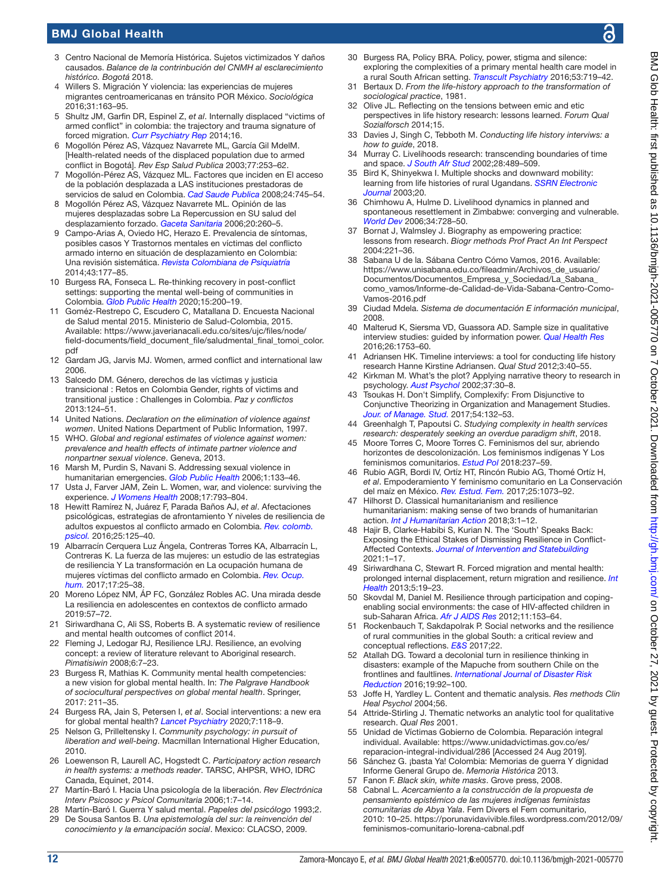3. Centro Nacional de Memoría Histórica. Sujetos victimizados Y daños causados. *Balance de la contribución del CNMH al esclarecimiento histórico. Bogotá* 2018.
4. Willers S. Migración Y violencia: las experiencias de mujeres migrantes centroamericanas en tránsito POR México. *Sociológica* 2016;31:163–95.
5. Shultz JM, Garfin DR, Espinel Z, *et al*. Internally displaced "victims of armed conflict" in colombia: the trajectory and trauma signature of forced migration. *Curr Psychiatry Rep* 2014;16.
6. Mogollón Pérez AS, Vázquez Navarrete ML, García Gil MdelM. [Health-related needs of the displaced population due to armed conflict in Bogotá]. *Rev Esp Salud Publica* 2003;77:253–62.
7. Mogollón-Pérez AS, Vázquez ML. Factores que inciden en El acceso de la población desplazada a LAS instituciones prestadoras de servicios de salud en Colombia. *Cad Saude Publica* 2008;24:745–54.
8. Mogollón Pérez AS, Vázquez Navarrete ML. Opinión de las mujeres desplazadas sobre La Repercussion en SU salud del desplazamiento forzado. *Gaceta Sanitaria* 2006;20:260–5.
9. Campo-Arias A, Oviedo HC, Herazo E. Prevalencia de síntomas, posibles casos Y Trastornos mentales en víctimas del conflicto armado interno en situación de desplazamiento en Colombia: Una revisión sistemática. *Revista Colombiana de Psiquiatría* 2014;43:177–85.
10. Burgess RA, Fonseca L. Re-thinking recovery in post-conflict settings: supporting the mental well-being of communities in Colombia. *Glob Public Health* 2020;15:200–19.
11. Goméz-Restrepo C, Escudero C, Matallana D. Encuesta Nacional de Salud mental 2015. Ministerio de Salud-Colombia, 2015. Available: https://www.javerianacali.edu.co/sites/ujc/files/node/field-documents/field_document_file/saludmental_final_tomoi_color.pdf
12. Gardam JG, Jarvis MJ. Women, armed conflict and international law 2006.
13. Salcedo DM. Género, derechos de las víctimas y justicia transicional : Retos en Colombia Gender, rights of victims and transitional justice : Challenges in Colombia. *Paz y conflictos* 2013:124–51.
14. United Nations. *Declaration on the elimination of violence against women*. United Nations Department of Public Information, 1997.
15. WHO. *Global and regional estimates of violence against women: prevalence and health effects of intimate partner violence and nonpartner sexual violence*. Geneva, 2013.
16. Marsh M, Purdin S, Navani S. Addressing sexual violence in humanitarian emergencies. *Glob Public Health* 2006;1:133–46.
17. Usta J, Farver JAM, Zein L. Women, war, and violence: surviving the experience. *J Womens Health* 2008;17:793–804.
18. Hewitt Ramírez N, Juárez F, Parada Baños AJ, *et al*. Afectaciones psicológicas, estrategias de afrontamiento Y niveles de resiliencia de adultos expuestos al conflicto armado en Colombia. *Rev. colomb. psicol.* 2016;25:125–40.
19. Albarracín Cerquera Luz Ángela, Contreras Torres KA, Albarracín L, Contreras K. La fuerza de las mujeres: un estudio de las estrategias de resiliencia Y La transformación en La ocupación humana de mujeres víctimas del conflicto armado en Colombia. *Rev. Ocup. hum.* 2017;17:25–38.
20. Moreno López NM, ÁP FC, González Robles AC. Una mirada desde La resiliencia en adolescentes en contextos de conflicto armado 2019:57–72.
21. Siriwardhana C, Ali SS, Roberts B. A systematic review of resilience and mental health outcomes of conflict 2014.
22. Fleming J, Ledogar RJ, Resilience LRJ. Resilience, an evolving concept: a review of literature relevant to Aboriginal research. *Pimatisiwin* 2008;6:7–23.
23. Burgess R, Mathias K. Community mental health competencies: a new vision for global mental health. In: *The Palgrave Handbook of sociocultural perspectives on global mental health*. Springer, 2017: 211–35.
24. Burgess RA, Jain S, Petersen I, *et al*. Social interventions: a new era for global mental health? *Lancet Psychiatry* 2020;7:118–9.
25. Nelson G, Prilleltensky I. *Community psychology: in pursuit of liberation and well-being*. Macmillan International Higher Education, 2010.
26. Loewenson R, Laurell AC, Hogstedt C. *Participatory action research in health systems: a methods reader*. TARSC, AHPSR, WHO, IDRC Canada, Equinet, 2014.
27. Martín-Baró I. Hacia Una psicología de la liberación. *Rev Electrónica Interv Psicosoc y Psicol Comunitaria* 2006;1:7–14.
28. Martín-Baró I. Guerra Y salud mental. *Papeles del psicólogo* 1993;2.
29. De Sousa Santos B. *Una epistemología del sur: la reinvención del conocimiento y la emancipación social*. Mexico: CLACSO, 2009.
30. Burgess RA, Policy BRA. Policy, power, stigma and silence: exploring the complexities of a primary mental health care model in a rural South African setting. *Transcult Psychiatry* 2016;53:719–42.
31. Bertaux D. *From the life-history approach to the transformation of sociological practice*, 1981.
32. Olive JL. Reflecting on the tensions between emic and etic perspectives in life history research: lessons learned. *Forum Qual Sozialforsch* 2014;15.
33. Davies J, Singh C, Tebboth M. *Conducting life history interviws: a how to guide*, 2018.
34. Murray C. Livelihoods research: transcending boundaries of time and space. *J South Afr Stud* 2002;28:489–509.
35. Bird K, Shinyekwa I. Multiple shocks and downward mobility: learning from life histories of rural Ugandans. *SSRN Electronic Journal* 2003;20.
36. Chimhowu A, Hulme D. Livelihood dynamics in planned and spontaneous resettlement in Zimbabwe: converging and vulnerable. *World Dev* 2006;34:728–50.
37. Bornat J, Walmsley J. Biography as empowering practice: lessons from research. *Biogr methods Prof Pract An Int Perspect* 2004:221–36.
38. Sabana U de la. Sábana Centro Cómo Vamos, 2016. Available: https://www.unisabana.edu.co/fileadmin/Archivos_de_usuario/Documentos/Documentos_Empresa_y_Sociedad/La_Sabana_como_vamos/Informe-de-Calidad-de-Vida-Sabana-Centro-Como-Vamos-2016.pdf
39. Ciudad Mdela. *Sistema de documentación E información municipal*, 2008.
40. Malterud K, Siersma VD, Guassora AD. Sample size in qualitative interview studies: guided by information power. *Qual Health Res* 2016;26:1753–60.
41. Adriansen HK. Timeline interviews: a tool for conducting life history research Hanne Kirstine Adriansen. *Qual Stud* 2012;3:40–55.
42. Kirkman M. What's the plot? Applying narrative theory to research in psychology. *Aust Psychol* 2002;37:30–8.
43. Tsoukas H. Don't Simplify, Complexify: From Disjunctive to Conjunctive Theorizing in Organization and Management Studies. *Jour. of Manage. Stud.* 2017;54:132–53.
44. Greenhalgh T, Papoutsi C. *Studying complexity in health services research: desperately seeking an overdue paradigm shift*, 2018.
45. Moore Torres C, Moore Torres C. Feminismos del sur, abriendo horizontes de descolonización. Los feminismos indígenas Y Los feminismos comunitarios. *Estud Pol* 2018:237–59.
46. Rubio AGR, Bordi IV, Ortíz HT, Rincón Rubio AG, Thomé Ortíz H, *et al*. Empoderamiento Y feminismo comunitario en La Conservación del maíz en México. *Rev. Estud. Fem.* 2017;25:1073–92.
47. Hilhorst D. Classical humanitarianism and resilience humanitarianism: making sense of two brands of humanitarian action. *Int J Humanitarian Action* 2018;3:1–12.
48. Hajir B, Clarke-Habibi S, Kurian N. The 'South' Speaks Back: Exposing the Ethical Stakes of Dismissing Resilience in Conflict-Affected Contexts. *Journal of Intervention and Statebuilding* 2021:1–17.
49. Siriwardhana C, Stewart R. Forced migration and mental health: prolonged internal displacement, return migration and resilience. *Int Health* 2013;5:19–23.
50. Skovdal M, Daniel M. Resilience through participation and coping-enabling social environments: the case of HIV-affected children in sub-Saharan Africa. *Afr J AIDS Res* 2012;11:153–64.
51. Rockenbauch T, Sakdapolrak P. Social networks and the resilience of rural communities in the global South: a critical review and conceptual reflections. *E&S* 2017;22.
52. Atallah DG. Toward a decolonial turn in resilience thinking in disasters: example of the Mapuche from southern Chile on the frontlines and faultlines. *International Journal of Disaster Risk Reduction* 2016;19:92–100.
53. Joffe H, Yardley L. Content and thematic analysis. *Res methods Clin Heal Psychol* 2004;56.
54. Attride-Stirling J. Thematic networks an analytic tool for qualitative research. *Qual Res* 2001.
55. Unidad de Víctimas Gobierno de Colombia. Reparación integral individual. Available: https://www.unidadvictimas.gov.co/es/reparacion-integral-individual/286 [Accessed 24 Aug 2019].
56. Sánchez G. ¡basta Ya! Colombia: Memorias de guerra Y dignidad Informe General Grupo de. *Memoria Histórica* 2013.
57. Fanon F. *Black skin, white masks*. Grove press, 2008.
58. Cabnal L. *Acercamiento a la construcción de la propuesta de pensamiento epistémico de las mujeres indígenas feministas comunitarias de Abya Yala*. Fem Divers el Fem comunitario, 2010: 10–25. https://porunavidavivible.files.wordpress.com/2012/09/feminismos-comunitario-lorena-cabnal.pdf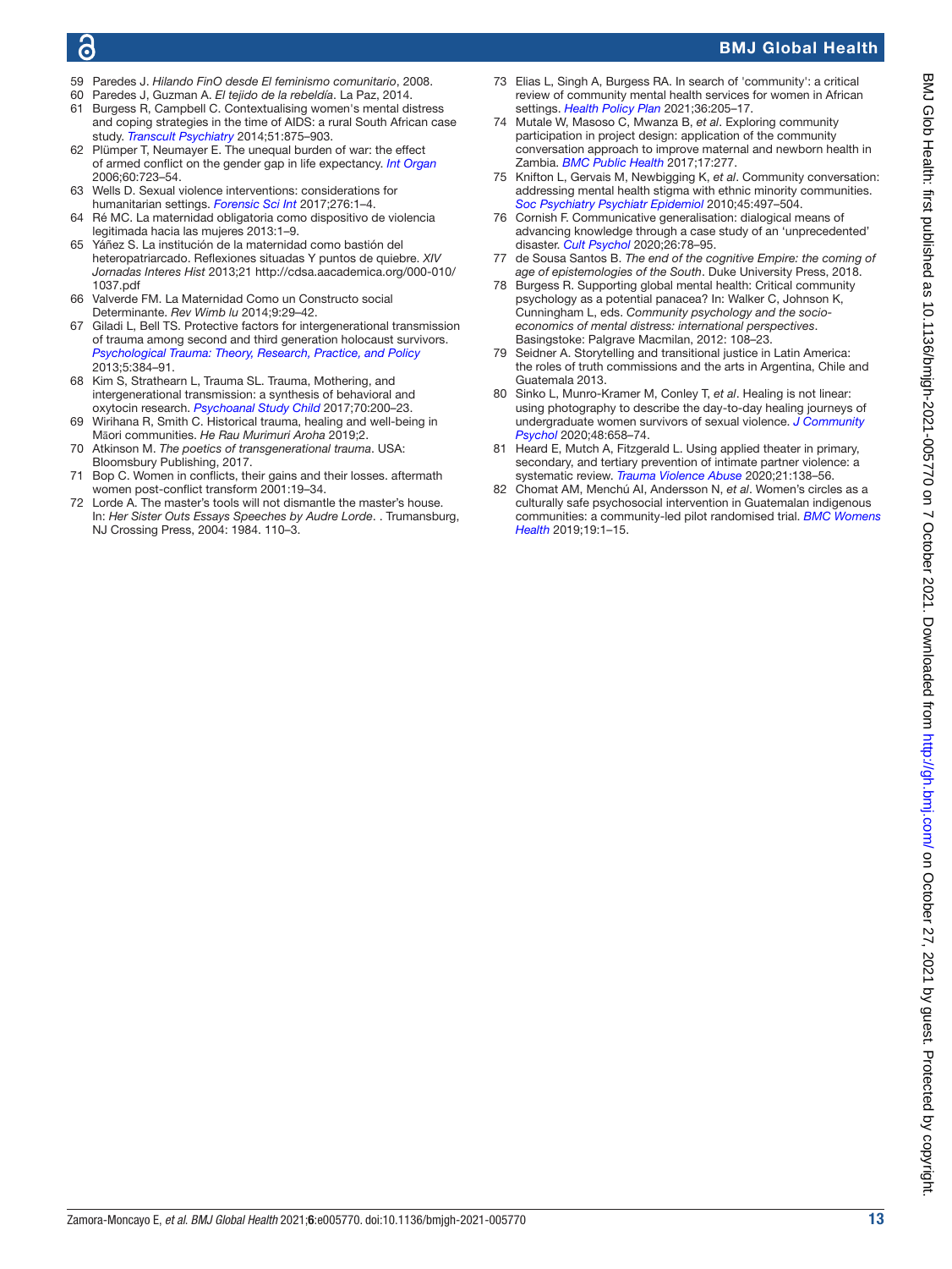59 Paredes J. *Hilando FinO desde El feminismo comunitario*, 2008.
60 Paredes J, Guzman A. *El tejido de la rebeldía*. La Paz, 2014.
61 Burgess R, Campbell C. Contextualising women's mental distress and coping strategies in the time of AIDS: a rural South African case study. *Transcult Psychiatry* 2014;51:875–903.
62 Plümper T, Neumayer E. The unequal burden of war: the effect of armed conflict on the gender gap in life expectancy. *Int Organ* 2006;60:723–54.
63 Wells D. Sexual violence interventions: considerations for humanitarian settings. *Forensic Sci Int* 2017;276:1–4.
64 Ré MC. La maternidad obligatoria como dispositivo de violencia legitimada hacia las mujeres 2013:1–9.
65 Yáñez S. La institución de la maternidad como bastión del heteropatriarcado. Reflexiones situadas Y puntos de quiebre. *XIV Jornadas Interes Hist* 2013;21 http://cdsa.aacademica.org/000-010/1037.pdf
66 Valverde FM. La Maternidad Como un Constructo social Determinante. *Rev Wimb lu* 2014;9:29–42.
67 Giladi L, Bell TS. Protective factors for intergenerational transmission of trauma among second and third generation holocaust survivors. *Psychological Trauma: Theory, Research, Practice, and Policy* 2013;5:384–91.
68 Kim S, Strathearn L, Trauma SL. Trauma, Mothering, and intergenerational transmission: a synthesis of behavioral and oxytocin research. *Psychoanal Study Child* 2017;70:200–23.
69 Wirihana R, Smith C. Historical trauma, healing and well-being in Māori communities. *He Rau Murimuri Aroha* 2019;2.
70 Atkinson M. *The poetics of transgenerational trauma*. USA: Bloomsbury Publishing, 2017.
71 Bop C. Women in conflicts, their gains and their losses. aftermath women post-conflict transform 2001:19–34.
72 Lorde A. The master's tools will not dismantle the master's house. In: *Her Sister Outs Essays Speeches by Audre Lorde*. . Trumansburg, NJ Crossing Press, 2004: 1984. 110–3.
73 Elias L, Singh A, Burgess RA. In search of 'community': a critical review of community mental health services for women in African settings. *Health Policy Plan* 2021;36:205–17.
74 Mutale W, Masoso C, Mwanza B, *et al*. Exploring community participation in project design: application of the community conversation approach to improve maternal and newborn health in Zambia. *BMC Public Health* 2017;17:277.
75 Knifton L, Gervais M, Newbigging K, *et al*. Community conversation: addressing mental health stigma with ethnic minority communities. *Soc Psychiatry Psychiatr Epidemiol* 2010;45:497–504.
76 Cornish F. Communicative generalisation: dialogical means of advancing knowledge through a case study of an 'unprecedented' disaster. *Cult Psychol* 2020;26:78–95.
77 de Sousa Santos B. *The end of the cognitive Empire: the coming of age of epistemologies of the South*. Duke University Press, 2018.
78 Burgess R. Supporting global mental health: Critical community psychology as a potential panacea? In: Walker C, Johnson K, Cunningham L, eds. *Community psychology and the socio-economics of mental distress: international perspectives*. Basingstoke: Palgrave Macmilan, 2012: 108–23.
79 Seidner A. Storytelling and transitional justice in Latin America: the roles of truth commissions and the arts in Argentina, Chile and Guatemala 2013.
80 Sinko L, Munro-Kramer M, Conley T, *et al*. Healing is not linear: using photography to describe the day-to-day healing journeys of undergraduate women survivors of sexual violence. *J Community Psychol* 2020;48:658–74.
81 Heard E, Mutch A, Fitzgerald L. Using applied theater in primary, secondary, and tertiary prevention of intimate partner violence: a systematic review. *Trauma Violence Abuse* 2020;21:138–56.
82 Chomat AM, Menchú AI, Andersson N, *et al*. Women's circles as a culturally safe psychosocial intervention in Guatemalan indigenous communities: a community-led pilot randomised trial. *BMC Womens Health* 2019;19:1–15.